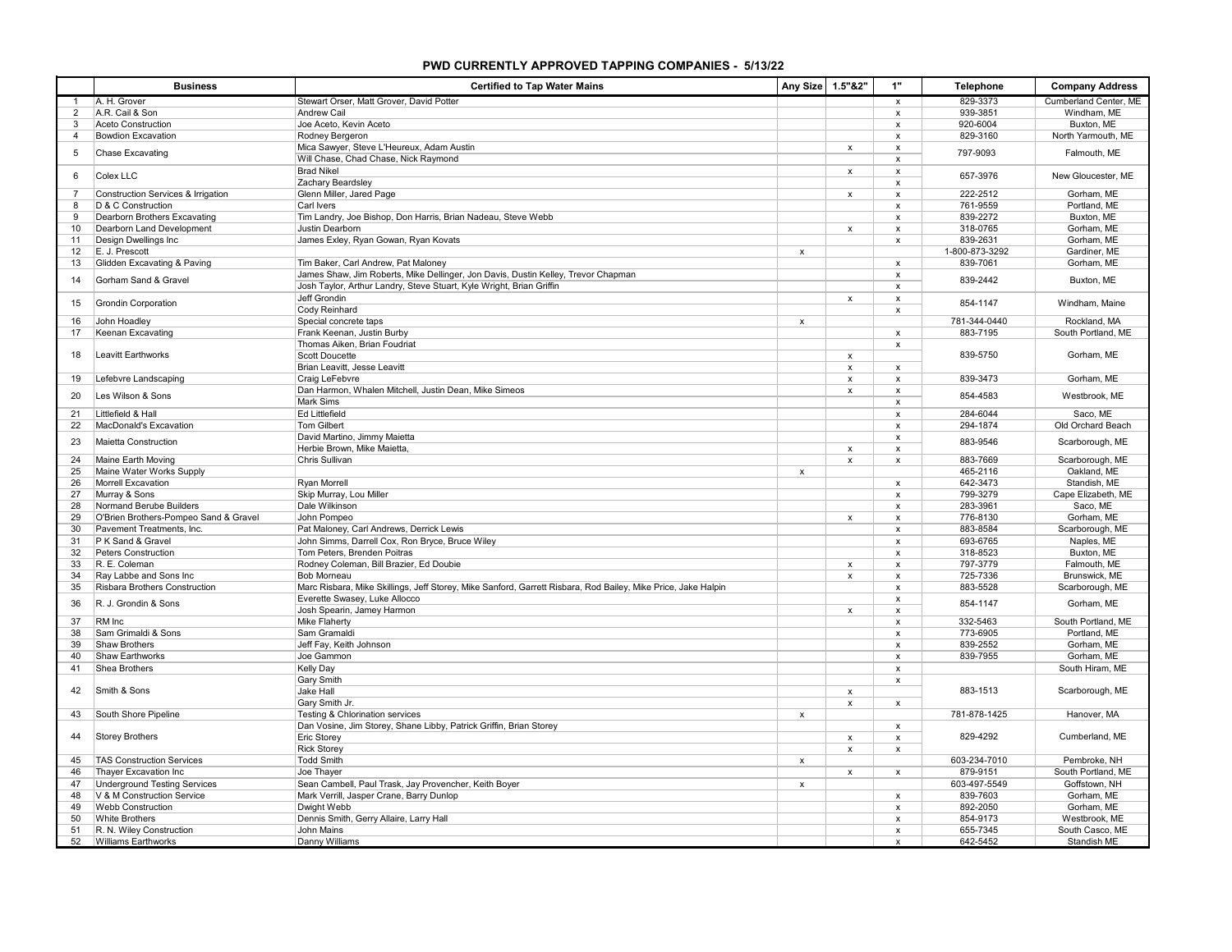# PWD CURRENTLY APPROVED TAPPING COMPANIES - 5/13/22

| | Business | Certified to Tap Water Mains | Any Size | 1.5"&2" | 1" | Telephone | Company Address |
|---|---|---|---|---|---|---|---|
| 1 | A. H. Grover | Stewart Orser, Matt Grover, David Potter | | | x | 829-3373 | Cumberland Center, ME |
| 2 | A.R. Cail & Son | Andrew Cail | | | x | 939-3851 | Windham, ME |
| 3 | Aceto Construction | Joe Aceto, Kevin Aceto | | | x | 920-6004 | Buxton, ME |
| 4 | Bowdion Excavation | Rodney Bergeron | | | x | 829-3160 | North Yarmouth, ME |
| 5 | Chase Excavating | Mica Sawyer, Steve L'Heureux, Adam Austin | | x | x | 797-9093 | Falmouth, ME |
| | | Will Chase, Chad Chase, Nick Raymond | | | x | | |
| 6 | Colex LLC | Brad Nikel | | x | x | 657-3976 | New Gloucester, ME |
| | | Zachary Beardsley | | | x | | |
| 7 | Construction Services & Irrigation | Glenn Miller, Jared Page | | x | x | 222-2512 | Gorham, ME |
| 8 | D & C Construction | Carl Ivers | | | x | 761-9559 | Portland, ME |
| 9 | Dearborn Brothers Excavating | Tim Landry, Joe Bishop, Don Harris, Brian Nadeau, Steve Webb | | | x | 839-2272 | Buxton, ME |
| 10 | Dearborn Land Development | Justin Dearborn | | x | x | 318-0765 | Gorham, ME |
| 11 | Design Dwellings Inc | James Exley, Ryan Gowan, Ryan Kovats | | | x | 839-2631 | Gorham, ME |
| 12 | E. J. Prescott | | x | | | 1-800-873-3292 | Gardiner, ME |
| 13 | Glidden Excavating & Paving | Tim Baker, Carl Andrew, Pat Maloney | | | x | 839-7061 | Gorham, ME |
| 14 | Gorham Sand & Gravel | James Shaw, Jim Roberts, Mike Dellinger, Jon Davis, Dustin Kelley, Trevor Chapman | | | x | 839-2442 | Buxton, ME |
| | | Josh Taylor, Arthur Landry, Steve Stuart, Kyle Wright, Brian Griffin | | | x | | |
| 15 | Grondin Corporation | Jeff Grondin | | x | x | 854-1147 | Windham, Maine |
| | | Cody Reinhard | | | x | | |
| 16 | John Hoadley | Special concrete taps | x | | | 781-344-0440 | Rockland, MA |
| 17 | Keenan Excavating | Frank Keenan, Justin Burby | | | x | 883-7195 | South Portland, ME |
| 18 | Leavitt Earthworks | Thomas Aiken, Brian Foudriat | | | x | 839-5750 | Gorham, ME |
| | | Scott Doucette | | x | | | |
| | | Brian Leavitt, Jesse Leavitt | | x | x | | |
| 19 | Lefebvre Landscaping | Craig LeFebvre | | x | x | 839-3473 | Gorham, ME |
| 20 | Les Wilson & Sons | Dan Harmon, Whalen Mitchell, Justin Dean, Mike Simeos | | x | x | 854-4583 | Westbrook, ME |
| | | Mark Sims | | | x | | |
| 21 | Littlefield & Hall | Ed Littlefield | | | x | 284-6044 | Saco, ME |
| 22 | MacDonald's Excavation | Tom Gilbert | | | x | 294-1874 | Old Orchard Beach |
| 23 | Maietta Construction | David Martino, Jimmy Maietta | | | x | 883-9546 | Scarborough, ME |
| | | Herbie Brown, Mike Maietta, | | x | x | | |
| 24 | Maine Earth Moving | Chris Sullivan | | x | x | 883-7669 | Scarborough, ME |
| 25 | Maine Water Works Supply | | x | | | 465-2116 | Oakland, ME |
| 26 | Morrell Excavation | Ryan Morrell | | | x | 642-3473 | Standish, ME |
| 27 | Murray & Sons | Skip Murray, Lou Miller | | | x | 799-3279 | Cape Elizabeth, ME |
| 28 | Normand Berube Builders | Dale Wilkinson | | | x | 283-3961 | Saco, ME |
| 29 | O'Brien Brothers-Pompeo Sand & Gravel | John Pompeo | | x | x | 776-8130 | Gorham, ME |
| 30 | Pavement Treatments, Inc. | Pat Maloney, Carl Andrews, Derrick Lewis | | | x | 883-8584 | Scarborough, ME |
| 31 | P K Sand & Gravel | John Simms, Darrell Cox, Ron Bryce, Bruce Wiley | | | x | 693-6765 | Naples, ME |
| 32 | Peters Construction | Tom Peters, Brenden Poitras | | | x | 318-8523 | Buxton, ME |
| 33 | R. E. Coleman | Rodney Coleman, Bill Brazier, Ed Doubie | | x | x | 797-3779 | Falmouth, ME |
| 34 | Ray Labbe and Sons Inc | Bob Morneau | | x | x | 725-7336 | Brunswick, ME |
| 35 | Risbara Brothers Construction | Marc Risbara, Mike Skillings, Jeff Storey, Mike Sanford, Garrett Risbara, Rod Bailey, Mike Price, Jake Halpin | | | x | 883-5528 | Scarborough, ME |
| 36 | R. J. Grondin & Sons | Everette Swasey, Luke Allocco | | | x | 854-1147 | Gorham, ME |
| | | Josh Spearin, Jamey Harmon | | x | x | | |
| 37 | RM Inc | Mike Flaherty | | | x | 332-5463 | South Portland, ME |
| 38 | Sam Grimaldi & Sons | Sam Gramaldi | | | x | 773-6905 | Portland, ME |
| 39 | Shaw Brothers | Jeff Fay, Keith Johnson | | | x | 839-2552 | Gorham, ME |
| 40 | Shaw Earthworks | Joe Gammon | | | x | 839-7955 | Gorham, ME |
| 41 | Shea Brothers | Kelly Day | | | x | | South Hiram, ME |
| 42 | Smith & Sons | Gary Smith | | | x | 883-1513 | Scarborough, ME |
| | | Jake Hall | | x | | | |
| | | Gary Smith Jr. | | x | x | | |
| 43 | South Shore Pipeline | Testing & Chlorination services | x | | | 781-878-1425 | Hanover, MA |
| 44 | Storey Brothers | Dan Vosine, Jim Storey, Shane Libby, Patrick Griffin, Brian Storey | | | x | 829-4292 | Cumberland, ME |
| | | Eric Storey | | x | x | | |
| | | Rick Storey | | x | x | | |
| 45 | TAS Construction Services | Todd Smith | x | | | 603-234-7010 | Pembroke, NH |
| 46 | Thayer Excavation Inc | Joe Thayer | | x | x | 879-9151 | South Portland, ME |
| 47 | Underground Testing Services | Sean Cambell, Paul Trask, Jay Provencher, Keith Boyer | x | | | 603-497-5549 | Goffstown, NH |
| 48 | V & M Construction Service | Mark Verrill, Jasper Crane, Barry Dunlop | | | x | 839-7603 | Gorham, ME |
| 49 | Webb Construction | Dwight Webb | | | x | 892-2050 | Gorham, ME |
| 50 | White Brothers | Dennis Smith, Gerry Allaire, Larry Hall | | | x | 854-9173 | Westbrook, ME |
| 51 | R. N. Wiley Construction | John Mains | | | x | 655-7345 | South Casco, ME |
| 52 | Williams Earthworks | Danny Williams | | | x | 642-5452 | Standish ME |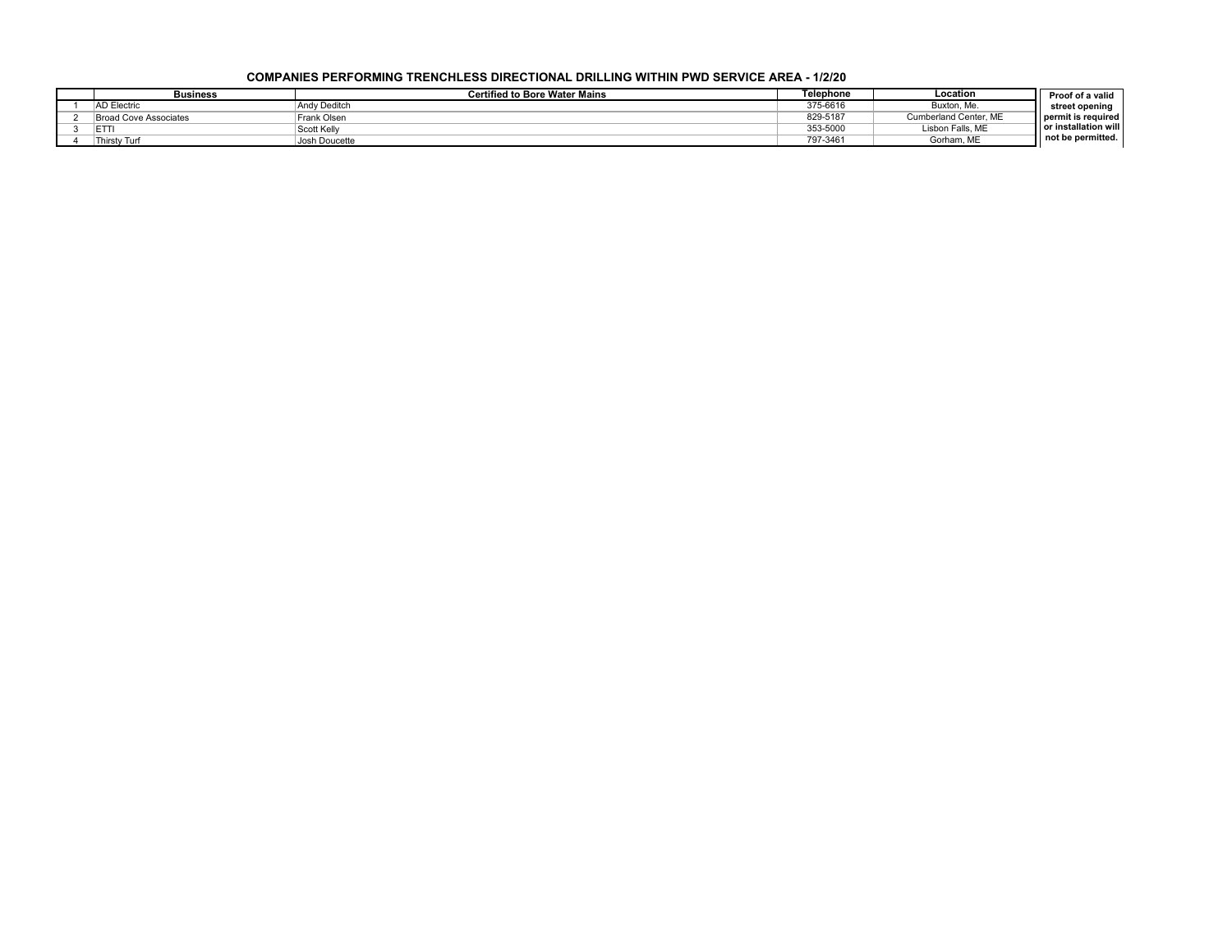## COMPANIES PERFORMING TRENCHLESS DIRECTIONAL DRILLING WITHIN PWD SERVICE AREA - 1/2/20

| | Business | Certified to Bore Water Mains | Telephone | Location |
|---|---|---|---|---|
| 1 | AD Electric | Andy Deditch | 375-6616 | Buxton, Me. |
| 2 | Broad Cove Associates | Frank Olsen | 829-5187 | Cumberland Center, ME |
| 3 | ETTI | Scott Kelly | 353-5000 | Lisbon Falls, ME |
| 4 | Thirsty Turf | Josh Doucette | 797-3461 | Gorham, ME |

**Proof of a valid street opening permit is required or installation will not be permitted.**